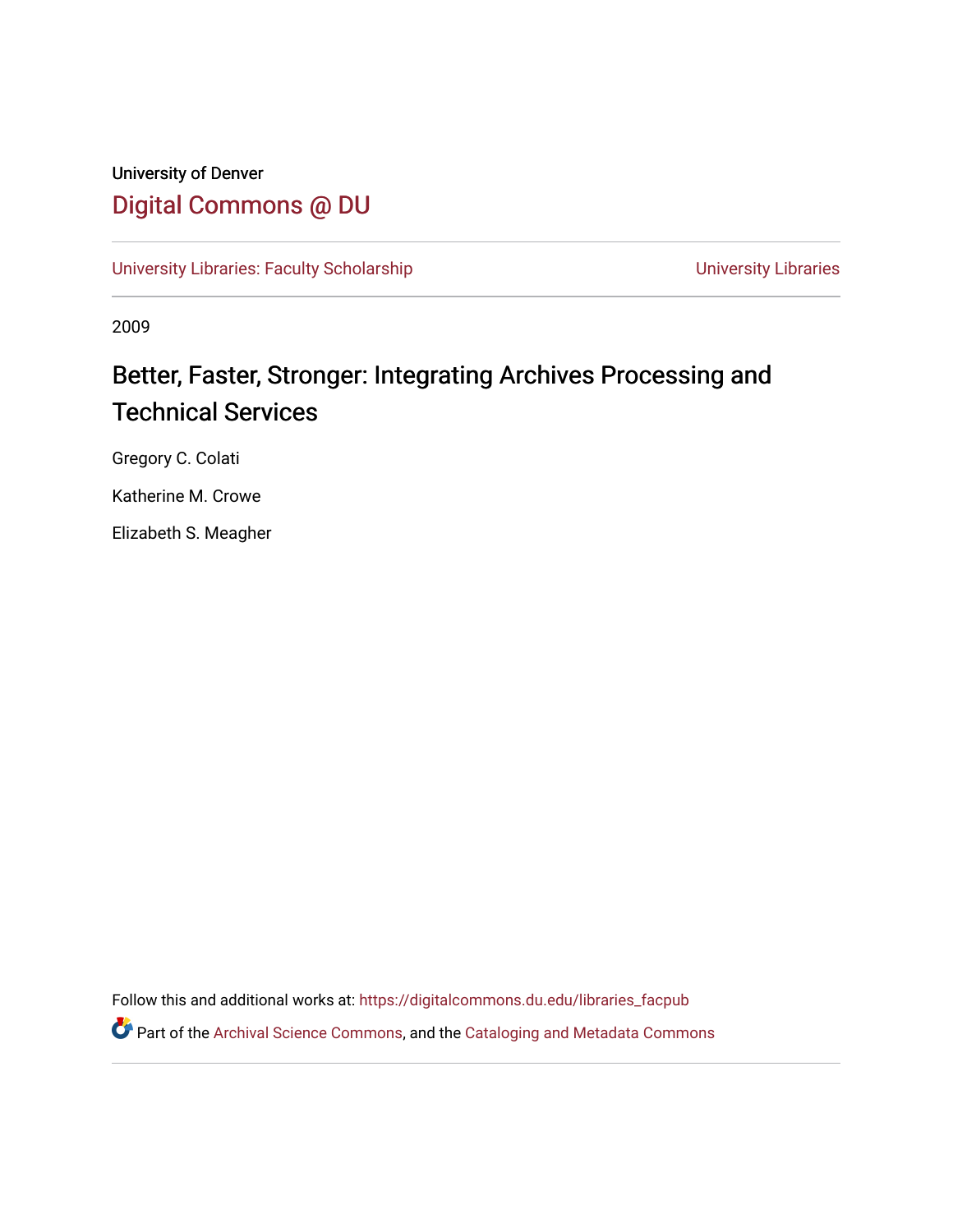University of Denver

# Digital Commons @ DU

University Libraries: Faculty Scholarship | University Libraries

2009

## Better, Faster, Stronger: Integrating Archives Processing and Technical Services

Gregory C. Colati

Katherine M. Crowe

Elizabeth S. Meagher

Follow this and additional works at: https://digitalcommons.du.edu/libraries_facpub

Part of the Archival Science Commons, and the Cataloging and Metadata Commons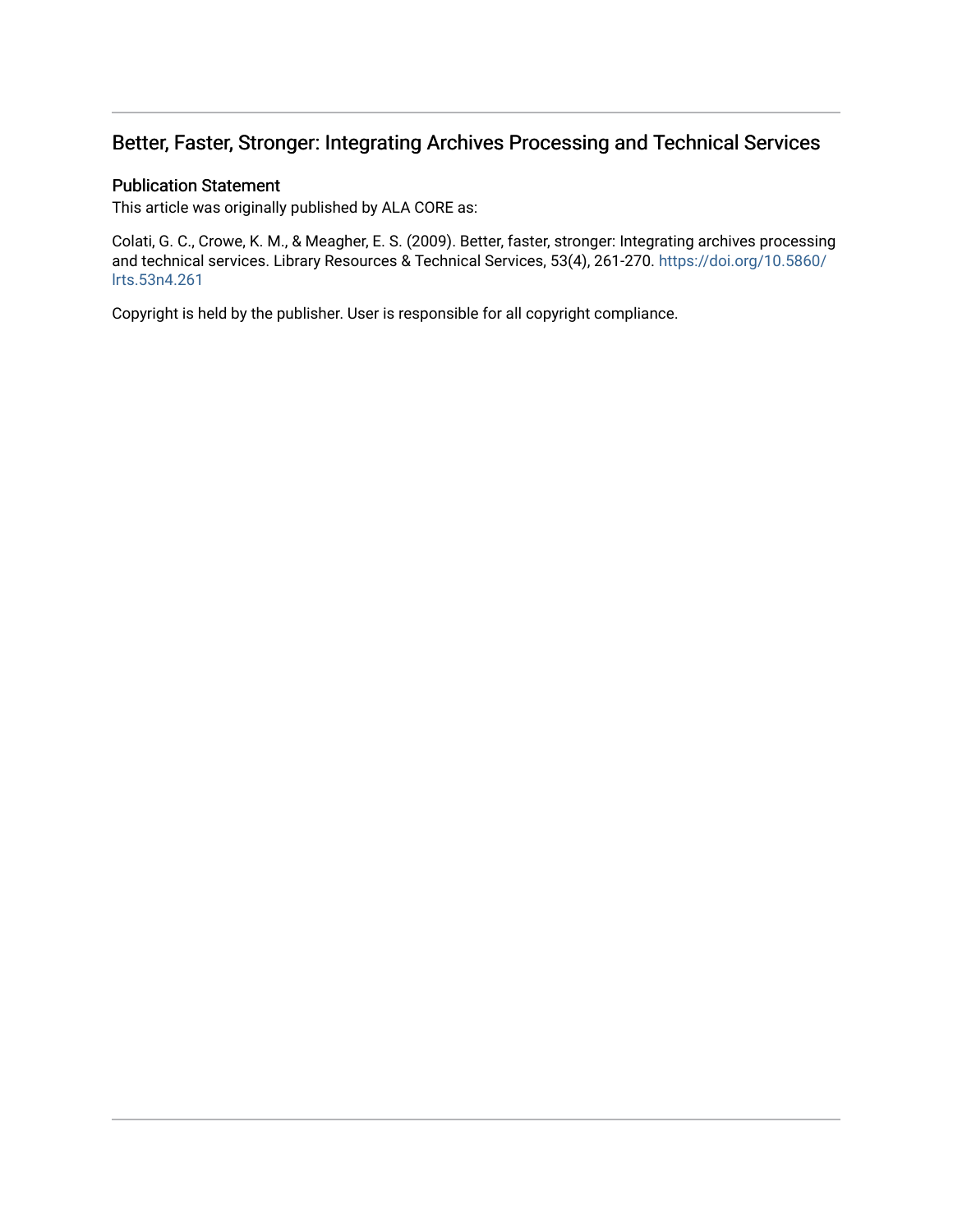## Better, Faster, Stronger: Integrating Archives Processing and Technical Services

### Publication Statement

This article was originally published by ALA CORE as:

Colati, G. C., Crowe, K. M., & Meagher, E. S. (2009). Better, faster, stronger: Integrating archives processing and technical services. Library Resources & Technical Services, 53(4), 261-270. https://doi.org/10.5860/lrts.53n4.261

Copyright is held by the publisher. User is responsible for all copyright compliance.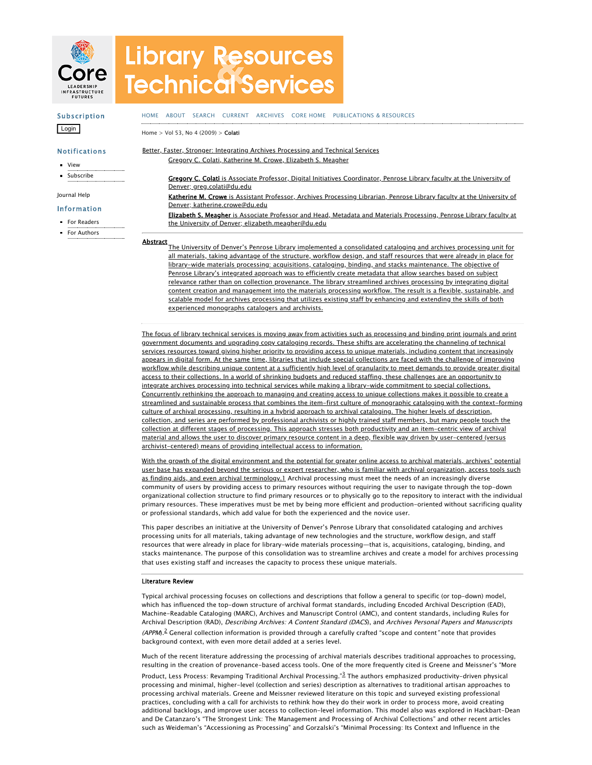# Better, Faster, Stronger: Integrating Archives Processing and Technical Services

Gregory C. Colati, Katherine M. Crowe, Elizabeth S. Meagher

**Gregory C. Colati** is Associate Professor, Digital Initiatives Coordinator, Penrose Library faculty at the University of Denver; greg.colati@du.edu

**Katherine M. Crowe** is Assistant Professor, Archives Processing Librarian, Penrose Library faculty at the University of Denver; katherine.crowe@du.edu

**Elizabeth S. Meagher** is Associate Professor and Head, Metadata and Materials Processing, Penrose Library faculty at the University of Denver; elizabeth.meagher@du.edu

## Abstract

The University of Denver's Penrose Library implemented a consolidated cataloging and archives processing unit for all materials, taking advantage of the structure, workflow design, and staff resources that were already in place for library-wide materials processing: acquisitions, cataloging, binding, and stacks maintenance. The objective of Penrose Library's integrated approach was to efficiently create metadata that allow searches based on subject relevance rather than on collection provenance. The library streamlined archives processing by integrating digital content creation and management into the materials processing workflow. The result is a flexible, sustainable, and scalable model for archives processing that utilizes existing staff by enhancing and extending the skills of both experienced monographs catalogers and archivists.

The focus of library technical services is moving away from activities such as processing and binding print journals and print government documents and upgrading copy cataloging records. These shifts are accelerating the channeling of technical services resources toward giving higher priority to providing access to unique materials, including content that increasingly appears in digital form. At the same time, libraries that include special collections are faced with the challenge of improving workflow while describing unique content at a sufficiently high level of granularity to meet demands to provide greater digital access to their collections. In a world of shrinking budgets and reduced staffing, these challenges are an opportunity to integrate archives processing into technical services while making a library-wide commitment to special collections. Concurrently rethinking the approach to managing and creating access to unique collections makes it possible to create a streamlined and sustainable process that combines the item-first culture of monographic cataloging with the context-forming culture of archival processing, resulting in a hybrid approach to archival cataloging. The higher levels of description, collection, and series are performed by professional archivists or highly trained staff members, but many people touch the collection at different stages of processing. This approach stresses both productivity and an item-centric view of archival material and allows the user to discover primary resource content in a deep, flexible way driven by user-centered (versus archivist-centered) means of providing intellectual access to information.

With the growth of the digital environment and the potential for greater online access to archival materials, archives' potential user base has expanded beyond the serious or expert researcher, who is familiar with archival organization, access tools such as finding aids, and even archival terminology.[1] Archival processing must meet the needs of an increasingly diverse community of users by providing access to primary resources without requiring the user to navigate through the top-down organizational collection structure to find primary resources or to physically go to the repository to interact with the individual primary resources. These imperatives must be met by being more efficient and production-oriented without sacrificing quality or professional standards, which add value for both the experienced and the novice user.

This paper describes an initiative at the University of Denver's Penrose Library that consolidated cataloging and archives processing units for all materials, taking advantage of new technologies and the structure, workflow design, and staff resources that were already in place for library-wide materials processing—that is, acquisitions, cataloging, binding, and stacks maintenance. The purpose of this consolidation was to streamline archives and create a model for archives processing that uses existing staff and increases the capacity to process these unique materials.

## Literature Review

Typical archival processing focuses on collections and descriptions that follow a general to specific (or top-down) model, which has influenced the top-down structure of archival format standards, including Encoded Archival Description (EAD), Machine-Readable Cataloging (MARC), Archives and Manuscript Control (AMC), and content standards, including Rules for Archival Description (RAD), *Describing Archives: A Content Standard (DACS)*, and *Archives Personal Papers and Manuscripts (APPM)*.[2] General collection information is provided through a carefully crafted "scope and content" note that provides background context, with even more detail added at a series level.

Much of the recent literature addressing the processing of archival materials describes traditional approaches to processing, resulting in the creation of provenance-based access tools. One of the more frequently cited is Greene and Meissner's "More Product, Less Process: Revamping Traditional Archival Processing."[3] The authors emphasized productivity-driven physical processing and minimal, higher-level (collection and series) description as alternatives to traditional artisan approaches to processing archival materials. Greene and Meissner reviewed literature on this topic and surveyed existing professional practices, concluding with a call for archivists to rethink how they do their work in order to process more, avoid creating additional backlogs, and improve user access to collection-level information. This model also was explored in Hackbart-Dean and De Catanzaro's "The Strongest Link: The Management and Processing of Archival Collections" and other recent articles such as Weideman's "Accessioning as Processing" and Gorzalski's "Minimal Processing: Its Context and Influence in the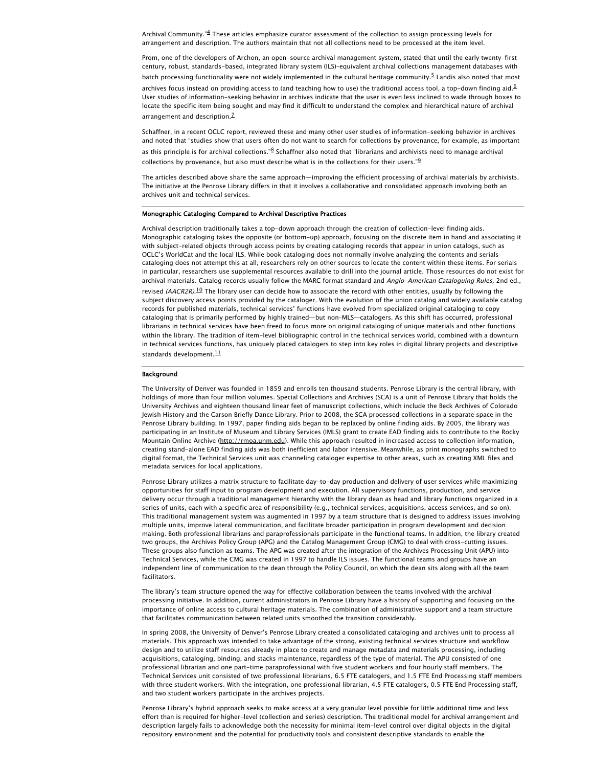Archival Community."[4] These articles emphasize curator assessment of the collection to assign processing levels for arrangement and description. The authors maintain that not all collections need to be processed at the item level.

Prom, one of the developers of Archon, an open-source archival management system, stated that until the early twenty-first century, robust, standards-based, integrated library system (ILS)–equivalent archival collections management databases with batch processing functionality were not widely implemented in the cultural heritage community.[5] Landis also noted that most archives focus instead on providing access to (and teaching how to use) the traditional access tool, a top-down finding aid.[6] User studies of information-seeking behavior in archives indicate that the user is even less inclined to wade through boxes to locate the specific item being sought and may find it difficult to understand the complex and hierarchical nature of archival arrangement and description.[7]

Schaffner, in a recent OCLC report, reviewed these and many other user studies of information-seeking behavior in archives and noted that "studies show that users often do not want to search for collections by provenance, for example, as important as this principle is for archival collections."[8] Schaffner also noted that "librarians and archivists need to manage archival collections by provenance, but also must describe what is in the collections for their users."[9]

The articles described above share the same approach—improving the efficient processing of archival materials by archivists. The initiative at the Penrose Library differs in that it involves a collaborative and consolidated approach involving both an archives unit and technical services.

### Monographic Cataloging Compared to Archival Descriptive Practices

Archival description traditionally takes a top-down approach through the creation of collection-level finding aids. Monographic cataloging takes the opposite (or bottom-up) approach, focusing on the discrete item in hand and associating it with subject-related objects through access points by creating cataloging records that appear in union catalogs, such as OCLC's WorldCat and the local ILS. While book cataloging does not normally involve analyzing the contents and serials cataloging does not attempt this at all, researchers rely on other sources to locate the content within these items. For serials in particular, researchers use supplemental resources available to drill into the journal article. Those resources do not exist for archival materials. Catalog records usually follow the MARC format standard and *Anglo-American Cataloguing Rules,* 2nd ed., revised *(AACR2R)*.[10] The library user can decide how to associate the record with other entities, usually by following the subject discovery access points provided by the cataloger. With the evolution of the union catalog and widely available catalog records for published materials, technical services' functions have evolved from specialized original cataloging to copy cataloging that is primarily performed by highly trained—but non-MLS—catalogers. As this shift has occurred, professional librarians in technical services have been freed to focus more on original cataloging of unique materials and other functions within the library. The tradition of item-level bibliographic control in the technical services world, combined with a downturn in technical services functions, has uniquely placed catalogers to step into key roles in digital library projects and descriptive standards development.[11]

### Background

The University of Denver was founded in 1859 and enrolls ten thousand students. Penrose Library is the central library, with holdings of more than four million volumes. Special Collections and Archives (SCA) is a unit of Penrose Library that holds the University Archives and eighteen thousand linear feet of manuscript collections, which include the Beck Archives of Colorado Jewish History and the Carson Briefly Dance Library. Prior to 2008, the SCA processed collections in a separate space in the Penrose Library building. In 1997, paper finding aids began to be replaced by online finding aids. By 2005, the library was participating in an Institute of Museum and Library Services (IMLS) grant to create EAD finding aids to contribute to the Rocky Mountain Online Archive (http://rmoa.unm.edu). While this approach resulted in increased access to collection information, creating stand-alone EAD finding aids was both inefficient and labor intensive. Meanwhile, as print monographs switched to digital format, the Technical Services unit was channeling cataloger expertise to other areas, such as creating XML files and metadata services for local applications.

Penrose Library utilizes a matrix structure to facilitate day-to-day production and delivery of user services while maximizing opportunities for staff input to program development and execution. All supervisory functions, production, and service delivery occur through a traditional management hierarchy with the library dean as head and library functions organized in a series of units, each with a specific area of responsibility (e.g., technical services, acquisitions, access services, and so on). This traditional management system was augmented in 1997 by a team structure that is designed to address issues involving multiple units, improve lateral communication, and facilitate broader participation in program development and decision making. Both professional librarians and paraprofessionals participate in the functional teams. In addition, the library created two groups, the Archives Policy Group (APG) and the Catalog Management Group (CMG) to deal with cross-cutting issues. These groups also function as teams. The APG was created after the integration of the Archives Processing Unit (APU) into Technical Services, while the CMG was created in 1997 to handle ILS issues. The functional teams and groups have an independent line of communication to the dean through the Policy Council, on which the dean sits along with all the team facilitators.

The library's team structure opened the way for effective collaboration between the teams involved with the archival processing initiative. In addition, current administrators in Penrose Library have a history of supporting and focusing on the importance of online access to cultural heritage materials. The combination of administrative support and a team structure that facilitates communication between related units smoothed the transition considerably.

In spring 2008, the University of Denver's Penrose Library created a consolidated cataloging and archives unit to process all materials. This approach was intended to take advantage of the strong, existing technical services structure and workflow design and to utilize staff resources already in place to create and manage metadata and materials processing, including acquisitions, cataloging, binding, and stacks maintenance, regardless of the type of material. The APU consisted of one professional librarian and one part-time paraprofessional with five student workers and four hourly staff members. The Technical Services unit consisted of two professional librarians, 6.5 FTE catalogers, and 1.5 FTE End Processing staff members with three student workers. With the integration, one professional librarian, 4.5 FTE catalogers, 0.5 FTE End Processing staff, and two student workers participate in the archives projects.

Penrose Library's hybrid approach seeks to make access at a very granular level possible for little additional time and less effort than is required for higher-level (collection and series) description. The traditional model for archival arrangement and description largely fails to acknowledge both the necessity for minimal item-level control over digital objects in the digital repository environment and the potential for productivity tools and consistent descriptive standards to enable the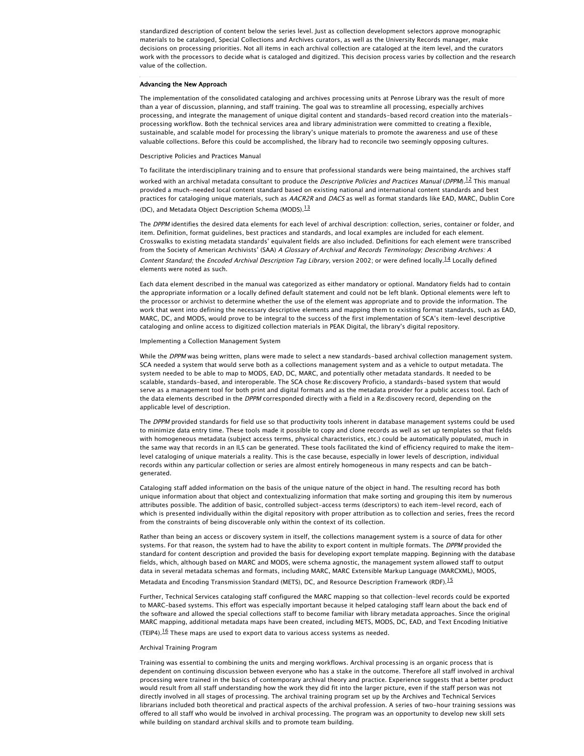standardized description of content below the series level. Just as collection development selectors approve monographic materials to be cataloged, Special Collections and Archives curators, as well as the University Records manager, make decisions on processing priorities. Not all items in each archival collection are cataloged at the item level, and the curators work with the processors to decide what is cataloged and digitized. This decision process varies by collection and the research value of the collection.

### Advancing the New Approach

The implementation of the consolidated cataloging and archives processing units at Penrose Library was the result of more than a year of discussion, planning, and staff training. The goal was to streamline all processing, especially archives processing, and integrate the management of unique digital content and standards-based record creation into the materials-processing workflow. Both the technical services area and library administration were committed to creating a flexible, sustainable, and scalable model for processing the library's unique materials to promote the awareness and use of these valuable collections. Before this could be accomplished, the library had to reconcile two seemingly opposing cultures.

#### Descriptive Policies and Practices Manual

To facilitate the interdisciplinary training and to ensure that professional standards were being maintained, the archives staff worked with an archival metadata consultant to produce the *Descriptive Policies and Practices Manual* (*DPPM*).[12] This manual provided a much-needed local content standard based on existing national and international content standards and best practices for cataloging unique materials, such as *AACR2R* and *DACS* as well as format standards like EAD, MARC, Dublin Core (DC), and Metadata Object Description Schema (MODS).[13]

The *DPPM* identifies the desired data elements for each level of archival description: collection, series, container or folder, and item. Definition, format guidelines, best practices and standards, and local examples are included for each element. Crosswalks to existing metadata standards' equivalent fields are also included. Definitions for each element were transcribed from the Society of American Archivists' (SAA) *A Glossary of Archival and Records Terminology; Describing Archives: A Content Standard;* the *Encoded Archival Description Tag Library,* version 2002; or were defined locally.[14] Locally defined elements were noted as such.

Each data element described in the manual was categorized as either mandatory or optional. Mandatory fields had to contain the appropriate information or a locally defined default statement and could not be left blank. Optional elements were left to the processor or archivist to determine whether the use of the element was appropriate and to provide the information. The work that went into defining the necessary descriptive elements and mapping them to existing format standards, such as EAD, MARC, DC, and MODS, would prove to be integral to the success of the first implementation of SCA's item-level descriptive cataloging and online access to digitized collection materials in PEAK Digital, the library's digital repository.

#### Implementing a Collection Management System

While the *DPPM* was being written, plans were made to select a new standards-based archival collection management system. SCA needed a system that would serve both as a collections management system and as a vehicle to output metadata. The system needed to be able to map to MODS, EAD, DC, MARC, and potentially other metadata standards. It needed to be scalable, standards-based, and interoperable. The SCA chose Re:discovery Proficio, a standards-based system that would serve as a management tool for both print and digital formats and as the metadata provider for a public access tool. Each of the data elements described in the *DPPM* corresponded directly with a field in a Re:discovery record, depending on the applicable level of description.

The *DPPM* provided standards for field use so that productivity tools inherent in database management systems could be used to minimize data entry time. These tools made it possible to copy and clone records as well as set up templates so that fields with homogeneous metadata (subject access terms, physical characteristics, etc.) could be automatically populated, much in the same way that records in an ILS can be generated. These tools facilitated the kind of efficiency required to make the item-level cataloging of unique materials a reality. This is the case because, especially in lower levels of description, individual records within any particular collection or series are almost entirely homogeneous in many respects and can be batch-generated.

Cataloging staff added information on the basis of the unique nature of the object in hand. The resulting record has both unique information about that object and contextualizing information that make sorting and grouping this item by numerous attributes possible. The addition of basic, controlled subject-access terms (descriptors) to each item-level record, each of which is presented individually within the digital repository with proper attribution as to collection and series, frees the record from the constraints of being discoverable only within the context of its collection.

Rather than being an access or discovery system in itself, the collections management system is a source of data for other systems. For that reason, the system had to have the ability to export content in multiple formats. The *DPPM* provided the standard for content description and provided the basis for developing export template mapping. Beginning with the database fields, which, although based on MARC and MODS, were schema agnostic, the management system allowed staff to output data in several metadata schemas and formats, including MARC, MARC Extensible Markup Language (MARCXML), MODS, Metadata and Encoding Transmission Standard (METS), DC, and Resource Description Framework (RDF).[15]

Further, Technical Services cataloging staff configured the MARC mapping so that collection-level records could be exported to MARC-based systems. This effort was especially important because it helped cataloging staff learn about the back end of the software and allowed the special collections staff to become familiar with library metadata approaches. Since the original MARC mapping, additional metadata maps have been created, including METS, MODS, DC, EAD, and Text Encoding Initiative (TEIP4).[16] These maps are used to export data to various access systems as needed.

#### Archival Training Program

Training was essential to combining the units and merging workflows. Archival processing is an organic process that is dependent on continuing discussion between everyone who has a stake in the outcome. Therefore all staff involved in archival processing were trained in the basics of contemporary archival theory and practice. Experience suggests that a better product would result from all staff understanding how the work they did fit into the larger picture, even if the staff person was not directly involved in all stages of processing. The archival training program set up by the Archives and Technical Services librarians included both theoretical and practical aspects of the archival profession. A series of two-hour training sessions was offered to all staff who would be involved in archival processing. The program was an opportunity to develop new skill sets while building on standard archival skills and to promote team building.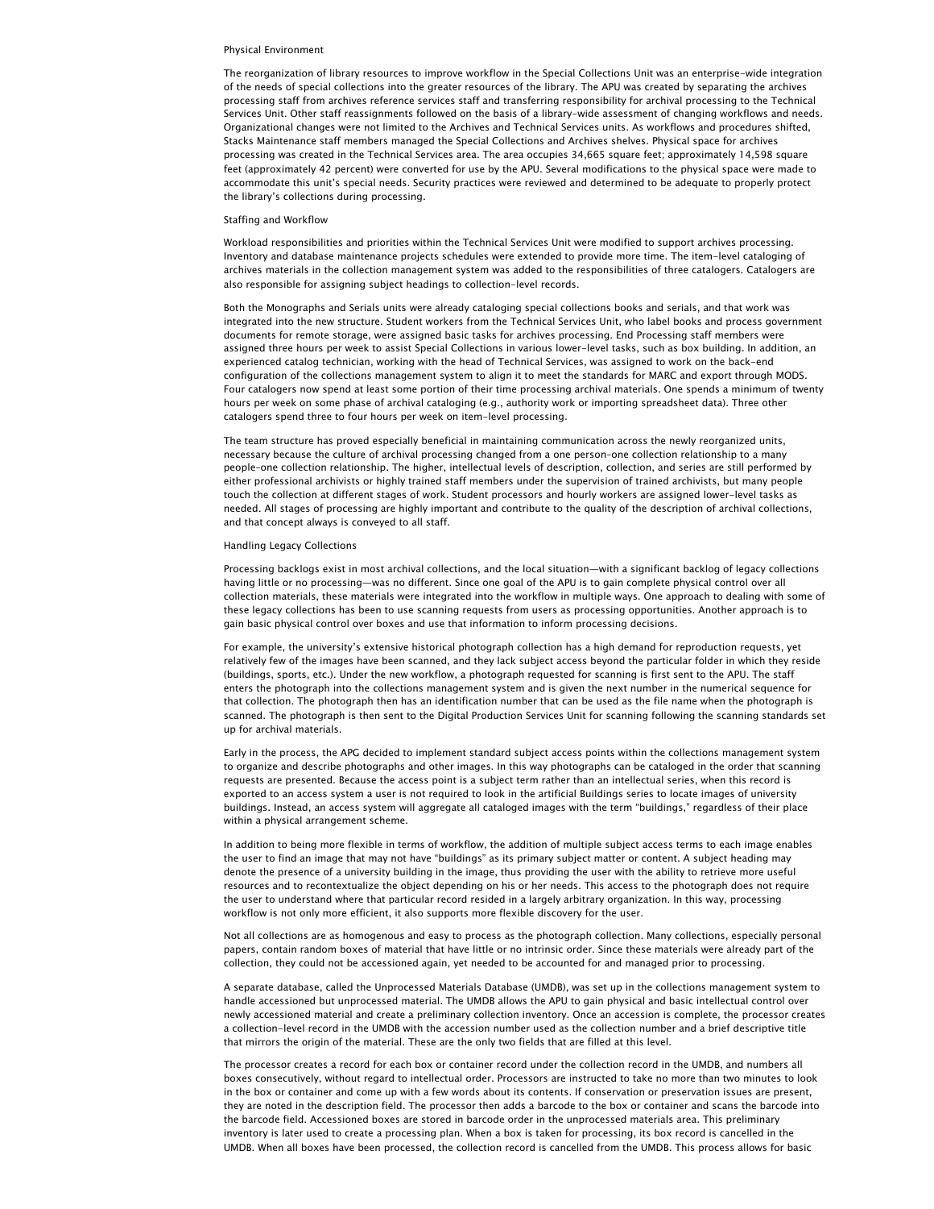## Physical Environment

The reorganization of library resources to improve workflow in the Special Collections Unit was an enterprise-wide integration of the needs of special collections into the greater resources of the library. The APU was created by separating the archives processing staff from archives reference services staff and transferring responsibility for archival processing to the Technical Services Unit. Other staff reassignments followed on the basis of a library-wide assessment of changing workflows and needs. Organizational changes were not limited to the Archives and Technical Services units. As workflows and procedures shifted, Stacks Maintenance staff members managed the Special Collections and Archives shelves. Physical space for archives processing was created in the Technical Services area. The area occupies 34,665 square feet; approximately 14,598 square feet (approximately 42 percent) were converted for use by the APU. Several modifications to the physical space were made to accommodate this unit's special needs. Security practices were reviewed and determined to be adequate to properly protect the library's collections during processing.

## Staffing and Workflow

Workload responsibilities and priorities within the Technical Services Unit were modified to support archives processing. Inventory and database maintenance projects schedules were extended to provide more time. The item-level cataloging of archives materials in the collection management system was added to the responsibilities of three catalogers. Catalogers are also responsible for assigning subject headings to collection-level records.

Both the Monographs and Serials units were already cataloging special collections books and serials, and that work was integrated into the new structure. Student workers from the Technical Services Unit, who label books and process government documents for remote storage, were assigned basic tasks for archives processing. End Processing staff members were assigned three hours per week to assist Special Collections in various lower-level tasks, such as box building. In addition, an experienced catalog technician, working with the head of Technical Services, was assigned to work on the back-end configuration of the collections management system to align it to meet the standards for MARC and export through MODS. Four catalogers now spend at least some portion of their time processing archival materials. One spends a minimum of twenty hours per week on some phase of archival cataloging (e.g., authority work or importing spreadsheet data). Three other catalogers spend three to four hours per week on item-level processing.

The team structure has proved especially beneficial in maintaining communication across the newly reorganized units, necessary because the culture of archival processing changed from a one person–one collection relationship to a many people–one collection relationship. The higher, intellectual levels of description, collection, and series are still performed by either professional archivists or highly trained staff members under the supervision of trained archivists, but many people touch the collection at different stages of work. Student processors and hourly workers are assigned lower-level tasks as needed. All stages of processing are highly important and contribute to the quality of the description of archival collections, and that concept always is conveyed to all staff.

## Handling Legacy Collections

Processing backlogs exist in most archival collections, and the local situation—with a significant backlog of legacy collections having little or no processing—was no different. Since one goal of the APU is to gain complete physical control over all collection materials, these materials were integrated into the workflow in multiple ways. One approach to dealing with some of these legacy collections has been to use scanning requests from users as processing opportunities. Another approach is to gain basic physical control over boxes and use that information to inform processing decisions.

For example, the university's extensive historical photograph collection has a high demand for reproduction requests, yet relatively few of the images have been scanned, and they lack subject access beyond the particular folder in which they reside (buildings, sports, etc.). Under the new workflow, a photograph requested for scanning is first sent to the APU. The staff enters the photograph into the collections management system and is given the next number in the numerical sequence for that collection. The photograph then has an identification number that can be used as the file name when the photograph is scanned. The photograph is then sent to the Digital Production Services Unit for scanning following the scanning standards set up for archival materials.

Early in the process, the APG decided to implement standard subject access points within the collections management system to organize and describe photographs and other images. In this way photographs can be cataloged in the order that scanning requests are presented. Because the access point is a subject term rather than an intellectual series, when this record is exported to an access system a user is not required to look in the artificial Buildings series to locate images of university buildings. Instead, an access system will aggregate all cataloged images with the term "buildings," regardless of their place within a physical arrangement scheme.

In addition to being more flexible in terms of workflow, the addition of multiple subject access terms to each image enables the user to find an image that may not have "buildings" as its primary subject matter or content. A subject heading may denote the presence of a university building in the image, thus providing the user with the ability to retrieve more useful resources and to recontextualize the object depending on his or her needs. This access to the photograph does not require the user to understand where that particular record resided in a largely arbitrary organization. In this way, processing workflow is not only more efficient, it also supports more flexible discovery for the user.

Not all collections are as homogenous and easy to process as the photograph collection. Many collections, especially personal papers, contain random boxes of material that have little or no intrinsic order. Since these materials were already part of the collection, they could not be accessioned again, yet needed to be accounted for and managed prior to processing.

A separate database, called the Unprocessed Materials Database (UMDB), was set up in the collections management system to handle accessioned but unprocessed material. The UMDB allows the APU to gain physical and basic intellectual control over newly accessioned material and create a preliminary collection inventory. Once an accession is complete, the processor creates a collection-level record in the UMDB with the accession number used as the collection number and a brief descriptive title that mirrors the origin of the material. These are the only two fields that are filled at this level.

The processor creates a record for each box or container record under the collection record in the UMDB, and numbers all boxes consecutively, without regard to intellectual order. Processors are instructed to take no more than two minutes to look in the box or container and come up with a few words about its contents. If conservation or preservation issues are present, they are noted in the description field. The processor then adds a barcode to the box or container and scans the barcode into the barcode field. Accessioned boxes are stored in barcode order in the unprocessed materials area. This preliminary inventory is later used to create a processing plan. When a box is taken for processing, its box record is cancelled in the UMDB. When all boxes have been processed, the collection record is cancelled from the UMDB. This process allows for basic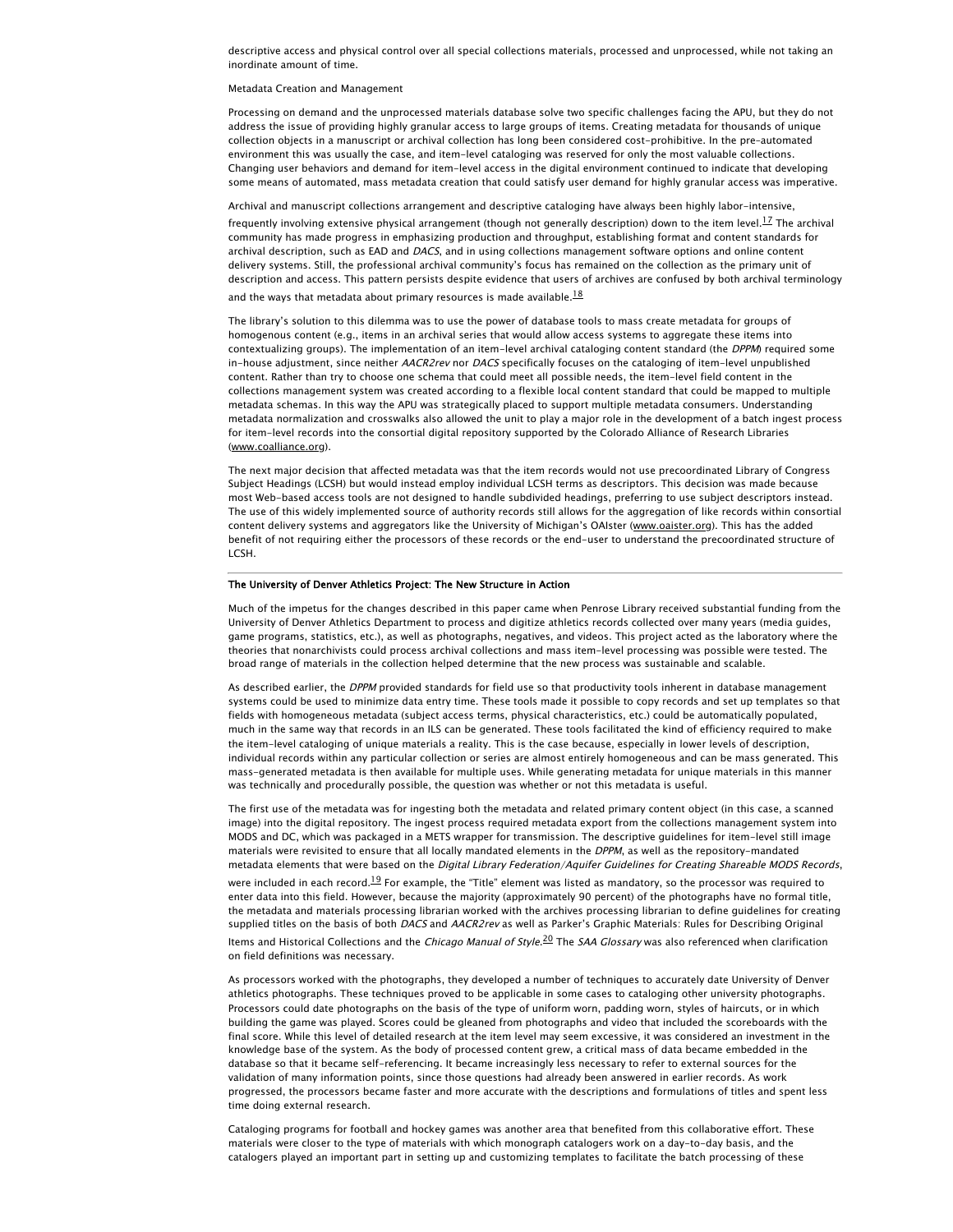descriptive access and physical control over all special collections materials, processed and unprocessed, while not taking an inordinate amount of time.

Metadata Creation and Management

Processing on demand and the unprocessed materials database solve two specific challenges facing the APU, but they do not address the issue of providing highly granular access to large groups of items. Creating metadata for thousands of unique collection objects in a manuscript or archival collection has long been considered cost-prohibitive. In the pre-automated environment this was usually the case, and item-level cataloging was reserved for only the most valuable collections. Changing user behaviors and demand for item-level access in the digital environment continued to indicate that developing some means of automated, mass metadata creation that could satisfy user demand for highly granular access was imperative.

Archival and manuscript collections arrangement and descriptive cataloging have always been highly labor-intensive, frequently involving extensive physical arrangement (though not generally description) down to the item level.[17] The archival community has made progress in emphasizing production and throughput, establishing format and content standards for archival description, such as EAD and *DACS*, and in using collections management software options and online content delivery systems. Still, the professional archival community's focus has remained on the collection as the primary unit of description and access. This pattern persists despite evidence that users of archives are confused by both archival terminology and the ways that metadata about primary resources is made available.[18]

The library's solution to this dilemma was to use the power of database tools to mass create metadata for groups of homogenous content (e.g., items in an archival series that would allow access systems to aggregate these items into contextualizing groups). The implementation of an item-level archival cataloging content standard (the *DPPM*) required some in-house adjustment, since neither *AACR2rev* nor *DACS* specifically focuses on the cataloging of item-level unpublished content. Rather than try to choose one schema that could meet all possible needs, the item-level field content in the collections management system was created according to a flexible local content standard that could be mapped to multiple metadata schemas. In this way the APU was strategically placed to support multiple metadata consumers. Understanding metadata normalization and crosswalks also allowed the unit to play a major role in the development of a batch ingest process for item-level records into the consortial digital repository supported by the Colorado Alliance of Research Libraries (www.coalliance.org).

The next major decision that affected metadata was that the item records would not use precoordinated Library of Congress Subject Headings (LCSH) but would instead employ individual LCSH terms as descriptors. This decision was made because most Web-based access tools are not designed to handle subdivided headings, preferring to use subject descriptors instead. The use of this widely implemented source of authority records still allows for the aggregation of like records within consortial content delivery systems and aggregators like the University of Michigan's OAIster (www.oaister.org). This has the added benefit of not requiring either the processors of these records or the end-user to understand the precoordinated structure of LCSH.

## The University of Denver Athletics Project: The New Structure in Action

Much of the impetus for the changes described in this paper came when Penrose Library received substantial funding from the University of Denver Athletics Department to process and digitize athletics records collected over many years (media guides, game programs, statistics, etc.), as well as photographs, negatives, and videos. This project acted as the laboratory where the theories that nonarchivists could process archival collections and mass item-level processing was possible were tested. The broad range of materials in the collection helped determine that the new process was sustainable and scalable.

As described earlier, the *DPPM* provided standards for field use so that productivity tools inherent in database management systems could be used to minimize data entry time. These tools made it possible to copy records and set up templates so that fields with homogeneous metadata (subject access terms, physical characteristics, etc.) could be automatically populated, much in the same way that records in an ILS can be generated. These tools facilitated the kind of efficiency required to make the item-level cataloging of unique materials a reality. This is the case because, especially in lower levels of description, individual records within any particular collection or series are almost entirely homogeneous and can be mass generated. This mass-generated metadata is then available for multiple uses. While generating metadata for unique materials in this manner was technically and procedurally possible, the question was whether or not this metadata is useful.

The first use of the metadata was for ingesting both the metadata and related primary content object (in this case, a scanned image) into the digital repository. The ingest process required metadata export from the collections management system into MODS and DC, which was packaged in a METS wrapper for transmission. The descriptive guidelines for item-level still image materials were revisited to ensure that all locally mandated elements in the *DPPM*, as well as the repository-mandated metadata elements that were based on the *Digital Library Federation/Aquifer Guidelines for Creating Shareable MODS Records*, were included in each record.[19] For example, the "Title" element was listed as mandatory, so the processor was required to enter data into this field. However, because the majority (approximately 90 percent) of the photographs have no formal title, the metadata and materials processing librarian worked with the archives processing librarian to define guidelines for creating supplied titles on the basis of both *DACS* and *AACR2rev* as well as Parker's Graphic Materials: Rules for Describing Original Items and Historical Collections and the *Chicago Manual of Style*.[20] The *SAA Glossary* was also referenced when clarification on field definitions was necessary.

As processors worked with the photographs, they developed a number of techniques to accurately date University of Denver athletics photographs. These techniques proved to be applicable in some cases to cataloging other university photographs. Processors could date photographs on the basis of the type of uniform worn, padding worn, styles of haircuts, or in which building the game was played. Scores could be gleaned from photographs and video that included the scoreboards with the final score. While this level of detailed research at the item level may seem excessive, it was considered an investment in the knowledge base of the system. As the body of processed content grew, a critical mass of data became embedded in the database so that it became self-referencing. It became increasingly less necessary to refer to external sources for the validation of many information points, since those questions had already been answered in earlier records. As work progressed, the processors became faster and more accurate with the descriptions and formulations of titles and spent less time doing external research.

Cataloging programs for football and hockey games was another area that benefited from this collaborative effort. These materials were closer to the type of materials with which monograph catalogers work on a day-to-day basis, and the catalogers played an important part in setting up and customizing templates to facilitate the batch processing of these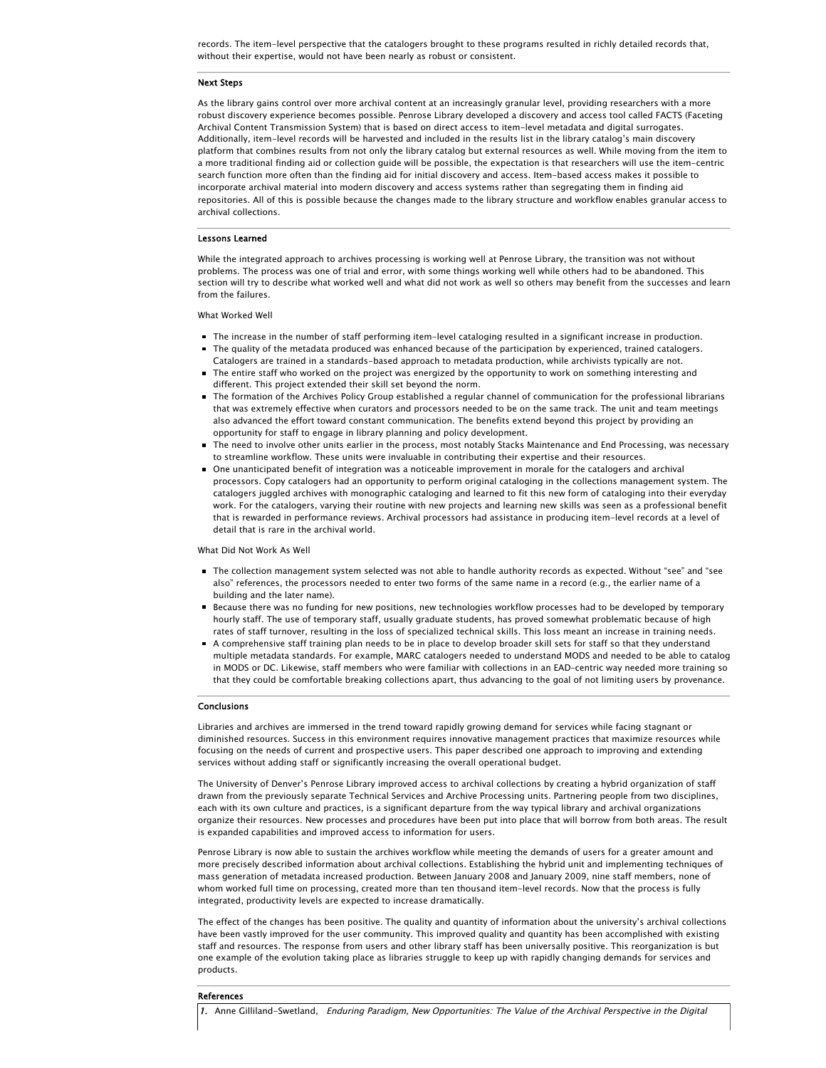records. The item-level perspective that the catalogers brought to these programs resulted in richly detailed records that, without their expertise, would not have been nearly as robust or consistent.

## Next Steps

As the library gains control over more archival content at an increasingly granular level, providing researchers with a more robust discovery experience becomes possible. Penrose Library developed a discovery and access tool called FACTS (Faceting Archival Content Transmission System) that is based on direct access to item-level metadata and digital surrogates. Additionally, item-level records will be harvested and included in the results list in the library catalog's main discovery platform that combines results from not only the library catalog but external resources as well. While moving from the item to a more traditional finding aid or collection guide will be possible, the expectation is that researchers will use the item-centric search function more often than the finding aid for initial discovery and access. Item-based access makes it possible to incorporate archival material into modern discovery and access systems rather than segregating them in finding aid repositories. All of this is possible because the changes made to the library structure and workflow enables granular access to archival collections.

## Lessons Learned

While the integrated approach to archives processing is working well at Penrose Library, the transition was not without problems. The process was one of trial and error, with some things working well while others had to be abandoned. This section will try to describe what worked well and what did not work as well so others may benefit from the successes and learn from the failures.

### What Worked Well

- The increase in the number of staff performing item-level cataloging resulted in a significant increase in production.
- The quality of the metadata produced was enhanced because of the participation by experienced, trained catalogers. Catalogers are trained in a standards-based approach to metadata production, while archivists typically are not.
- The entire staff who worked on the project was energized by the opportunity to work on something interesting and different. This project extended their skill set beyond the norm.
- The formation of the Archives Policy Group established a regular channel of communication for the professional librarians that was extremely effective when curators and processors needed to be on the same track. The unit and team meetings also advanced the effort toward constant communication. The benefits extend beyond this project by providing an opportunity for staff to engage in library planning and policy development.
- The need to involve other units earlier in the process, most notably Stacks Maintenance and End Processing, was necessary to streamline workflow. These units were invaluable in contributing their expertise and their resources.
- One unanticipated benefit of integration was a noticeable improvement in morale for the catalogers and archival processors. Copy catalogers had an opportunity to perform original cataloging in the collections management system. The catalogers juggled archives with monographic cataloging and learned to fit this new form of cataloging into their everyday work. For the catalogers, varying their routine with new projects and learning new skills was seen as a professional benefit that is rewarded in performance reviews. Archival processors had assistance in producing item-level records at a level of detail that is rare in the archival world.

### What Did Not Work As Well

- The collection management system selected was not able to handle authority records as expected. Without "see" and "see also" references, the processors needed to enter two forms of the same name in a record (e.g., the earlier name of a building and the later name).
- Because there was no funding for new positions, new technologies workflow processes had to be developed by temporary hourly staff. The use of temporary staff, usually graduate students, has proved somewhat problematic because of high rates of staff turnover, resulting in the loss of specialized technical skills. This loss meant an increase in training needs.
- A comprehensive staff training plan needs to be in place to develop broader skill sets for staff so that they understand multiple metadata standards. For example, MARC catalogers needed to understand MODS and needed to be able to catalog in MODS or DC. Likewise, staff members who were familiar with collections in an EAD-centric way needed more training so that they could be comfortable breaking collections apart, thus advancing to the goal of not limiting users by provenance.

## Conclusions

Libraries and archives are immersed in the trend toward rapidly growing demand for services while facing stagnant or diminished resources. Success in this environment requires innovative management practices that maximize resources while focusing on the needs of current and prospective users. This paper described one approach to improving and extending services without adding staff or significantly increasing the overall operational budget.

The University of Denver's Penrose Library improved access to archival collections by creating a hybrid organization of staff drawn from the previously separate Technical Services and Archive Processing units. Partnering people from two disciplines, each with its own culture and practices, is a significant departure from the way typical library and archival organizations organize their resources. New processes and procedures have been put into place that will borrow from both areas. The result is expanded capabilities and improved access to information for users.

Penrose Library is now able to sustain the archives workflow while meeting the demands of users for a greater amount and more precisely described information about archival collections. Establishing the hybrid unit and implementing techniques of mass generation of metadata increased production. Between January 2008 and January 2009, nine staff members, none of whom worked full time on processing, created more than ten thousand item-level records. Now that the process is fully integrated, productivity levels are expected to increase dramatically.

The effect of the changes has been positive. The quality and quantity of information about the university's archival collections have been vastly improved for the user community. This improved quality and quantity has been accomplished with existing staff and resources. The response from users and other library staff has been universally positive. This reorganization is but one example of the evolution taking place as libraries struggle to keep up with rapidly changing demands for services and products.

## References

1. Anne Gilliland-Swetland, *Enduring Paradigm, New Opportunities: The Value of the Archival Perspective in the Digital*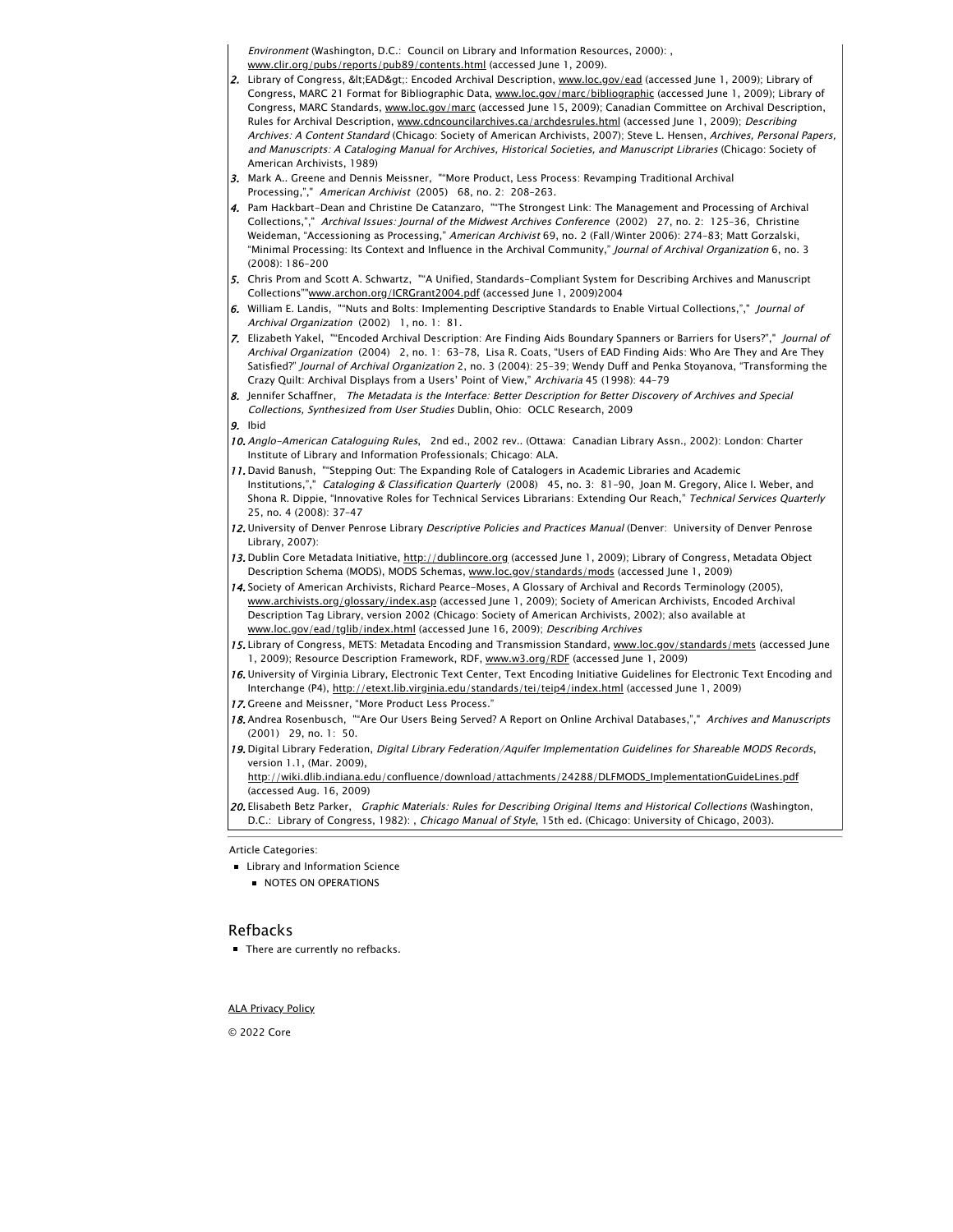*Environment* (Washington, D.C.: Council on Library and Information Resources, 2000): , www.clir.org/pubs/reports/pub89/contents.html (accessed June 1, 2009).

2. Library of Congress, &lt;EAD&gt;: Encoded Archival Description, www.loc.gov/ead (accessed June 1, 2009); Library of Congress, MARC 21 Format for Bibliographic Data, www.loc.gov/marc/bibliographic (accessed June 1, 2009); Library of Congress, MARC Standards, www.loc.gov/marc (accessed June 15, 2009); Canadian Committee on Archival Description, Rules for Archival Description, www.cdncouncilarchives.ca/archdesrules.html (accessed June 1, 2009); *Describing Archives: A Content Standard* (Chicago: Society of American Archivists, 2007); Steve L. Hensen, *Archives, Personal Papers, and Manuscripts: A Cataloging Manual for Archives, Historical Societies, and Manuscript Libraries* (Chicago: Society of American Archivists, 1989)
3. Mark A.. Greene and Dennis Meissner, ""More Product, Less Process: Revamping Traditional Archival Processing,"," *American Archivist* (2005) 68, no. 2: 208–263.
4. Pam Hackbart-Dean and Christine De Catanzaro, ""The Strongest Link: The Management and Processing of Archival Collections,"," *Archival Issues: Journal of the Midwest Archives Conference* (2002) 27, no. 2: 125–36, Christine Weideman, "Accessioning as Processing," *American Archivist* 69, no. 2 (Fall/Winter 2006): 274–83; Matt Gorzalski, "Minimal Processing: Its Context and Influence in the Archival Community," *Journal of Archival Organization* 6, no. 3 (2008): 186–200
5. Chris Prom and Scott A. Schwartz, ""A Unified, Standards-Compliant System for Describing Archives and Manuscript Collections""www.archon.org/ICRGrant2004.pdf (accessed June 1, 2009)2004
6. William E. Landis, ""Nuts and Bolts: Implementing Descriptive Standards to Enable Virtual Collections,"," *Journal of Archival Organization* (2002) 1, no. 1: 81.
7. Elizabeth Yakel, ""Encoded Archival Description: Are Finding Aids Boundary Spanners or Barriers for Users?"," *Journal of Archival Organization* (2004) 2, no. 1: 63–78, Lisa R. Coats, "Users of EAD Finding Aids: Who Are They and Are They Satisfied?" *Journal of Archival Organization* 2, no. 3 (2004): 25–39; Wendy Duff and Penka Stoyanova, "Transforming the Crazy Quilt: Archival Displays from a Users' Point of View," *Archivaria* 45 (1998): 44–79
8. Jennifer Schaffner, *The Metadata is the Interface: Better Description for Better Discovery of Archives and Special Collections, Synthesized from User Studies* Dublin, Ohio: OCLC Research, 2009
9. Ibid
10. *Anglo-American Cataloguing Rules*, 2nd ed., 2002 rev.. (Ottawa: Canadian Library Assn., 2002): London: Charter Institute of Library and Information Professionals; Chicago: ALA.
11. David Banush, ""Stepping Out: The Expanding Role of Catalogers in Academic Libraries and Academic Institutions,"," *Cataloging & Classification Quarterly* (2008) 45, no. 3: 81–90, Joan M. Gregory, Alice I. Weber, and Shona R. Dippie, "Innovative Roles for Technical Services Librarians: Extending Our Reach," *Technical Services Quarterly* 25, no. 4 (2008): 37–47
12. University of Denver Penrose Library *Descriptive Policies and Practices Manual* (Denver: University of Denver Penrose Library, 2007):
13. Dublin Core Metadata Initiative, http://dublincore.org (accessed June 1, 2009); Library of Congress, Metadata Object Description Schema (MODS), MODS Schemas, www.loc.gov/standards/mods (accessed June 1, 2009)
14. Society of American Archivists, Richard Pearce-Moses, A Glossary of Archival and Records Terminology (2005), www.archivists.org/glossary/index.asp (accessed June 1, 2009); Society of American Archivists, Encoded Archival Description Tag Library, version 2002 (Chicago: Society of American Archivists, 2002); also available at www.loc.gov/ead/tglib/index.html (accessed June 16, 2009); *Describing Archives*
15. Library of Congress, METS: Metadata Encoding and Transmission Standard, www.loc.gov/standards/mets (accessed June 1, 2009); Resource Description Framework, RDF, www.w3.org/RDF (accessed June 1, 2009)
16. University of Virginia Library, Electronic Text Center, Text Encoding Initiative Guidelines for Electronic Text Encoding and Interchange (P4), http://etext.lib.virginia.edu/standards/tei/teip4/index.html (accessed June 1, 2009)
17. Greene and Meissner, "More Product Less Process."
18. Andrea Rosenbusch, ""Are Our Users Being Served? A Report on Online Archival Databases,"," *Archives and Manuscripts* (2001) 29, no. 1: 50.
19. Digital Library Federation, *Digital Library Federation/Aquifer Implementation Guidelines for Shareable MODS Records*, version 1.1, (Mar. 2009), http://wiki.dlib.indiana.edu/confluence/download/attachments/24288/DLFMODS_ImplementationGuideLines.pdf (accessed Aug. 16, 2009)
20. Elisabeth Betz Parker, *Graphic Materials: Rules for Describing Original Items and Historical Collections* (Washington, D.C.: Library of Congress, 1982): , *Chicago Manual of Style*, 15th ed. (Chicago: University of Chicago, 2003).

Article Categories:

- Library and Information Science
  - NOTES ON OPERATIONS

## Refbacks

- There are currently no refbacks.

ALA Privacy Policy

© 2022 Core